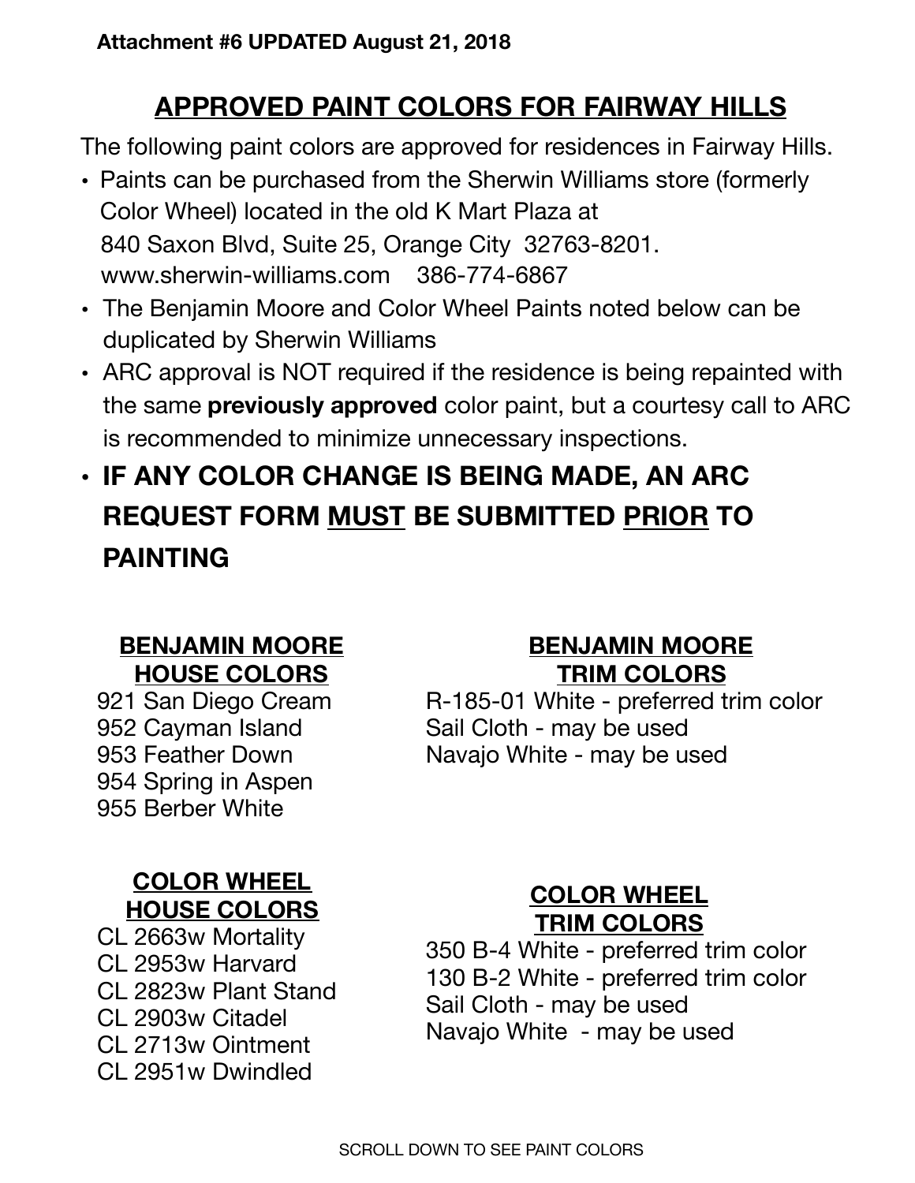**Attachment #6 UPDATED August 21, 2018**

# APPROVED PAINT COLORS FOR FAIRWAY HILLS

The following paint colors are approved for residences in Fairway Hills.

- Paints can be purchased from the Sherwin Williams store (formerly Color Wheel) located in the old K Mart Plaza at 840 Saxon Blvd, Suite 25, Orange City 32763-8201. www.sherwin-williams.com 386-774-6867
- The Benjamin Moore and Color Wheel Paints noted below can be duplicated by Sherwin Williams
- ARC approval is NOT required if the residence is being repainted with the same **previously approved** color paint, but a courtesy call to ARC is recommended to minimize unnecessary inspections.
- **IF ANY COLOR CHANGE IS BEING MADE, AN ARC REQUEST FORM MUST BE SUBMITTED PRIOR TO PAINTING**

## BENJAMIN MOORE HOUSE COLORS

921 San Diego Cream
952 Cayman Island
953 Feather Down
954 Spring in Aspen
955 Berber White

## BENJAMIN MOORE TRIM COLORS

R-185-01 White - preferred trim color
Sail Cloth - may be used
Navajo White - may be used

## COLOR WHEEL HOUSE COLORS

CL 2663w Mortality
CL 2953w Harvard
CL 2823w Plant Stand
CL 2903w Citadel
CL 2713w Ointment
CL 2951w Dwindled

## COLOR WHEEL TRIM COLORS

350 B-4 White - preferred trim color
130 B-2 White - preferred trim color
Sail Cloth - may be used
Navajo White - may be used

SCROLL DOWN TO SEE PAINT COLORS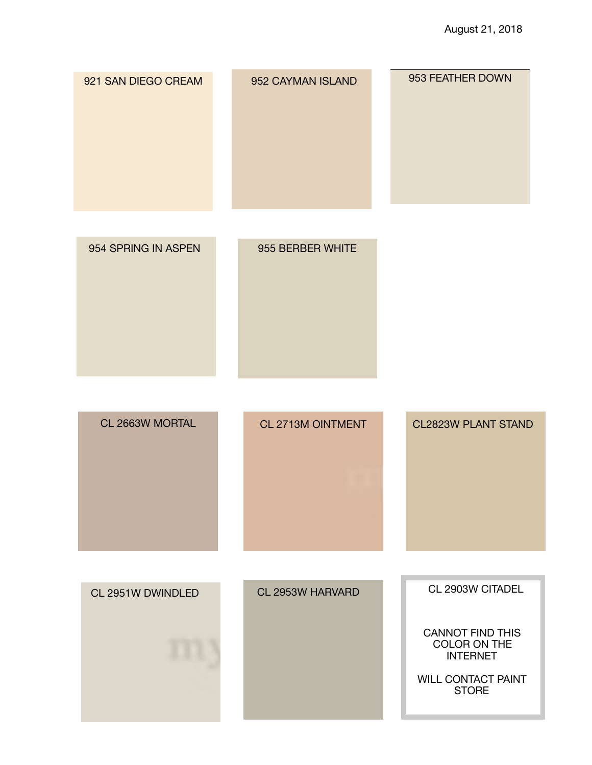August 21, 2018

921 SAN DIEGO CREAM

952 CAYMAN ISLAND

953 FEATHER DOWN

954 SPRING IN ASPEN

955 BERBER WHITE

CL 2663W MORTAL

CL 2713M OINTMENT

CL2823W PLANT STAND

CL 2951W DWINDLED

CL 2953W HARVARD

CL 2903W CITADEL

CANNOT FIND THIS COLOR ON THE INTERNET

WILL CONTACT PAINT STORE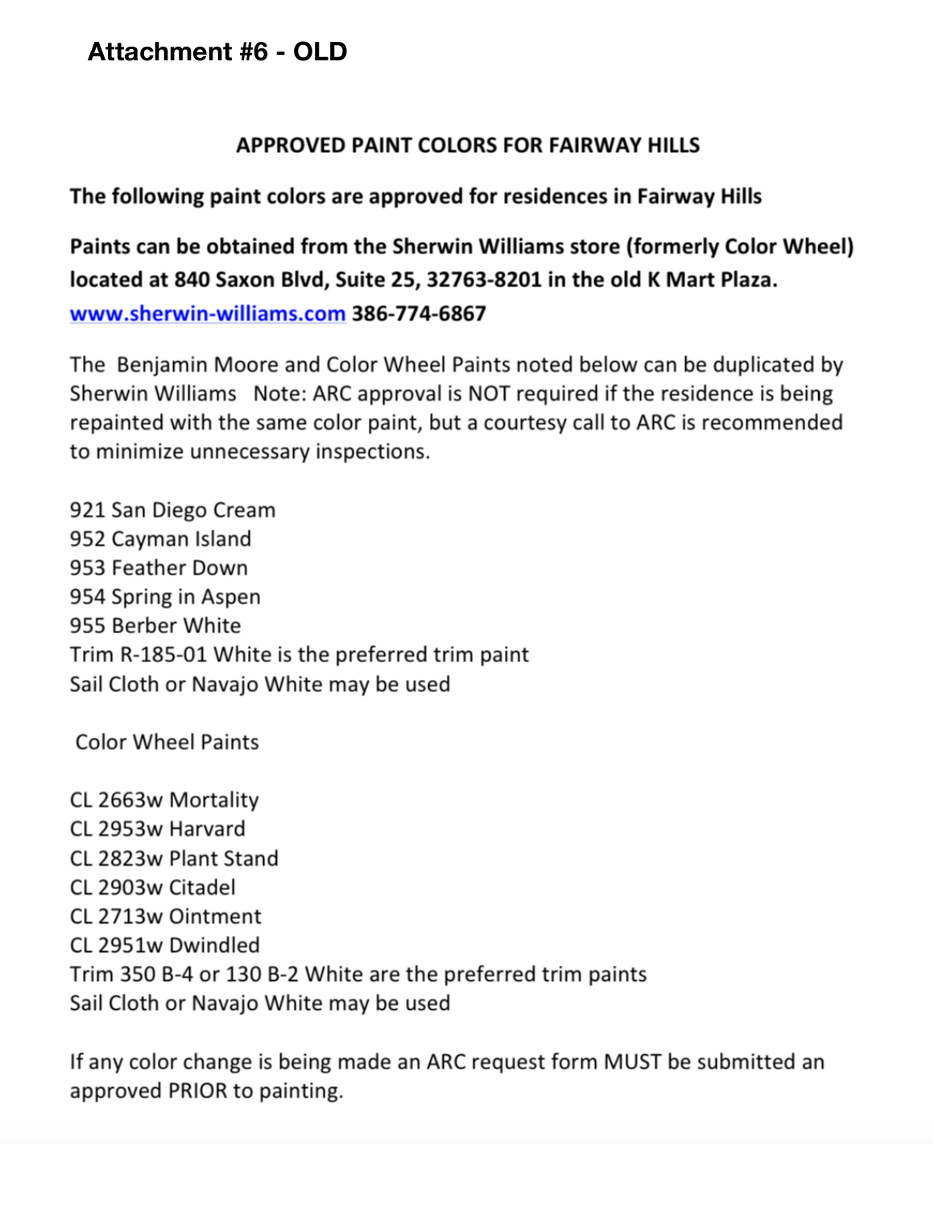# Attachment #6 - OLD

## APPROVED PAINT COLORS FOR FAIRWAY HILLS

**The following paint colors are approved for residences in Fairway Hills**

**Paints can be obtained from the Sherwin Williams store (formerly Color Wheel) located at 840 Saxon Blvd, Suite 25, 32763-8201 in the old K Mart Plaza.** www.sherwin-williams.com **386-774-6867**

The Benjamin Moore and Color Wheel Paints noted below can be duplicated by Sherwin Williams Note: ARC approval is NOT required if the residence is being repainted with the same color paint, but a courtesy call to ARC is recommended to minimize unnecessary inspections.

921 San Diego Cream
952 Cayman Island
953 Feather Down
954 Spring in Aspen
955 Berber White
Trim R-185-01 White is the preferred trim paint
Sail Cloth or Navajo White may be used

Color Wheel Paints

CL 2663w Mortality
CL 2953w Harvard
CL 2823w Plant Stand
CL 2903w Citadel
CL 2713w Ointment
CL 2951w Dwindled
Trim 350 B-4 or 130 B-2 White are the preferred trim paints
Sail Cloth or Navajo White may be used

If any color change is being made an ARC request form MUST be submitted an approved PRIOR to painting.